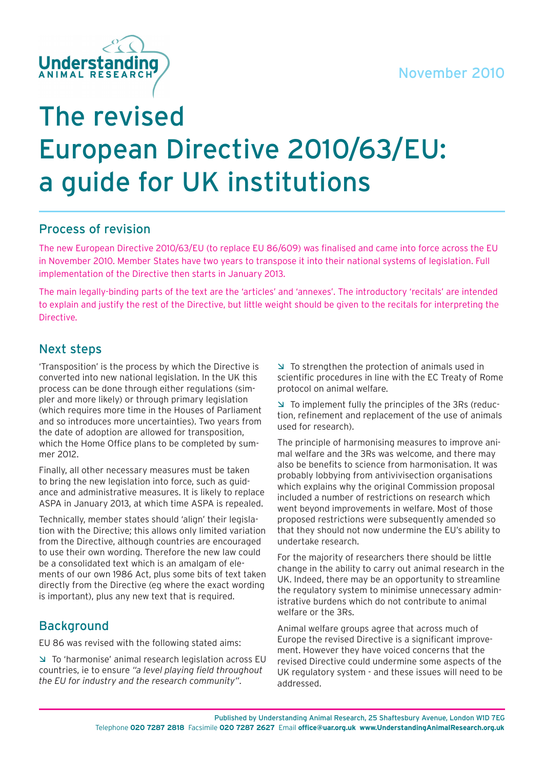Understanding ANIMAL RESEARCH

November 2010

# The revised European Directive 2010/63/EU: a guide for UK institutions

## Process of revision

The new European Directive 2010/63/EU (to replace EU 86/609) was finalised and came into force across the EU in November 2010. Member States have two years to transpose it into their national systems of legislation. Full implementation of the Directive then starts in January 2013.

The main legally-binding parts of the text are the 'articles' and 'annexes'. The introductory 'recitals' are intended to explain and justify the rest of the Directive, but little weight should be given to the recitals for interpreting the Directive.

## Next steps

'Transposition' is the process by which the Directive is converted into new national legislation. In the UK this process can be done through either regulations (simpler and more likely) or through primary legislation (which requires more time in the Houses of Parliament and so introduces more uncertainties). Two years from the date of adoption are allowed for transposition, which the Home Office plans to be completed by summer 2012.

Finally, all other necessary measures must be taken to bring the new legislation into force, such as guidance and administrative measures. It is likely to replace ASPA in January 2013, at which time ASPA is repealed.

Technically, member states should 'align' their legislation with the Directive; this allows only limited variation from the Directive, although countries are encouraged to use their own wording. Therefore the new law could be a consolidated text which is an amalgam of elements of our own 1986 Act, plus some bits of text taken directly from the Directive (eg where the exact wording is important), plus any new text that is required.

## Background

EU 86 was revised with the following stated aims:

- To 'harmonise' animal research legislation across EU countries, ie to ensure *"a level playing field throughout the EU for industry and the research community"*.
- To strengthen the protection of animals used in scientific procedures in line with the EC Treaty of Rome protocol on animal welfare.
- To implement fully the principles of the 3Rs (reduction, refinement and replacement of the use of animals used for research).

The principle of harmonising measures to improve animal welfare and the 3Rs was welcome, and there may also be benefits to science from harmonisation. It was probably lobbying from antivivisection organisations which explains why the original Commission proposal included a number of restrictions on research which went beyond improvements in welfare. Most of those proposed restrictions were subsequently amended so that they should not now undermine the EU's ability to undertake research.

For the majority of researchers there should be little change in the ability to carry out animal research in the UK. Indeed, there may be an opportunity to streamline the regulatory system to minimise unnecessary administrative burdens which do not contribute to animal welfare or the 3Rs.

Animal welfare groups agree that across much of Europe the revised Directive is a significant improvement. However they have voiced concerns that the revised Directive could undermine some aspects of the UK regulatory system - and these issues will need to be addressed.

Published by Understanding Animal Research, 25 Shaftesbury Avenue, London W1D 7EG
Telephone **020 7287 2818** Facsimile **020 7287 2627** Email **office@uar.org.uk** **www.UnderstandingAnimalResearch.org.uk**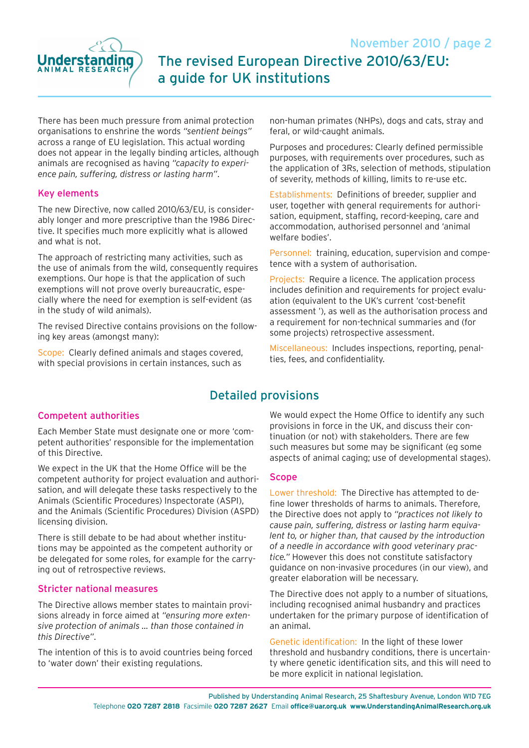There has been much pressure from animal protection organisations to enshrine the words *"sentient beings"* across a range of EU legislation. This actual wording does not appear in the legally binding articles, although animals are recognised as having *"capacity to experience pain, suffering, distress or lasting harm"*.

## Key elements

The new Directive, now called 2010/63/EU, is considerably longer and more prescriptive than the 1986 Directive. It specifies much more explicitly what is allowed and what is not.

The approach of restricting many activities, such as the use of animals from the wild, consequently requires exemptions. Our hope is that the application of such exemptions will not prove overly bureaucratic, especially where the need for exemption is self-evident (as in the study of wild animals).

The revised Directive contains provisions on the following key areas (amongst many):

Scope: Clearly defined animals and stages covered, with special provisions in certain instances, such as non-human primates (NHPs), dogs and cats, stray and feral, or wild-caught animals.

Purposes and procedures: Clearly defined permissible purposes, with requirements over procedures, such as the application of 3Rs, selection of methods, stipulation of severity, methods of killing, limits to re-use etc.

Establishments: Definitions of breeder, supplier and user, together with general requirements for authorisation, equipment, staffing, record-keeping, care and accommodation, authorised personnel and 'animal welfare bodies'.

Personnel: training, education, supervision and competence with a system of authorisation.

Projects: Require a licence. The application process includes definition and requirements for project evaluation (equivalent to the UK's current 'cost-benefit assessment '), as well as the authorisation process and a requirement for non-technical summaries and (for some projects) retrospective assessment.

Miscellaneous: Includes inspections, reporting, penalties, fees, and confidentiality.

# Detailed provisions

## Competent authorities

Each Member State must designate one or more 'competent authorities' responsible for the implementation of this Directive.

We expect in the UK that the Home Office will be the competent authority for project evaluation and authorisation, and will delegate these tasks respectively to the Animals (Scientific Procedures) Inspectorate (ASPI), and the Animals (Scientific Procedures) Division (ASPD) licensing division.

There is still debate to be had about whether institutions may be appointed as the competent authority or be delegated for some roles, for example for the carrying out of retrospective reviews.

## Stricter national measures

The Directive allows member states to maintain provisions already in force aimed at *"ensuring more extensive protection of animals ... than those contained in this Directive"*.

The intention of this is to avoid countries being forced to 'water down' their existing regulations.

We would expect the Home Office to identify any such provisions in force in the UK, and discuss their continuation (or not) with stakeholders. There are few such measures but some may be significant (eg some aspects of animal caging; use of developmental stages).

## Scope

Lower threshold: The Directive has attempted to define lower thresholds of harms to animals. Therefore, the Directive does not apply to *"practices not likely to cause pain, suffering, distress or lasting harm equivalent to, or higher than, that caused by the introduction of a needle in accordance with good veterinary practice."* However this does not constitute satisfactory guidance on non-invasive procedures (in our view), and greater elaboration will be necessary.

The Directive does not apply to a number of situations, including recognised animal husbandry and practices undertaken for the primary purpose of identification of an animal.

Genetic identification: In the light of these lower threshold and husbandry conditions, there is uncertainty where genetic identification sits, and this will need to be more explicit in national legislation.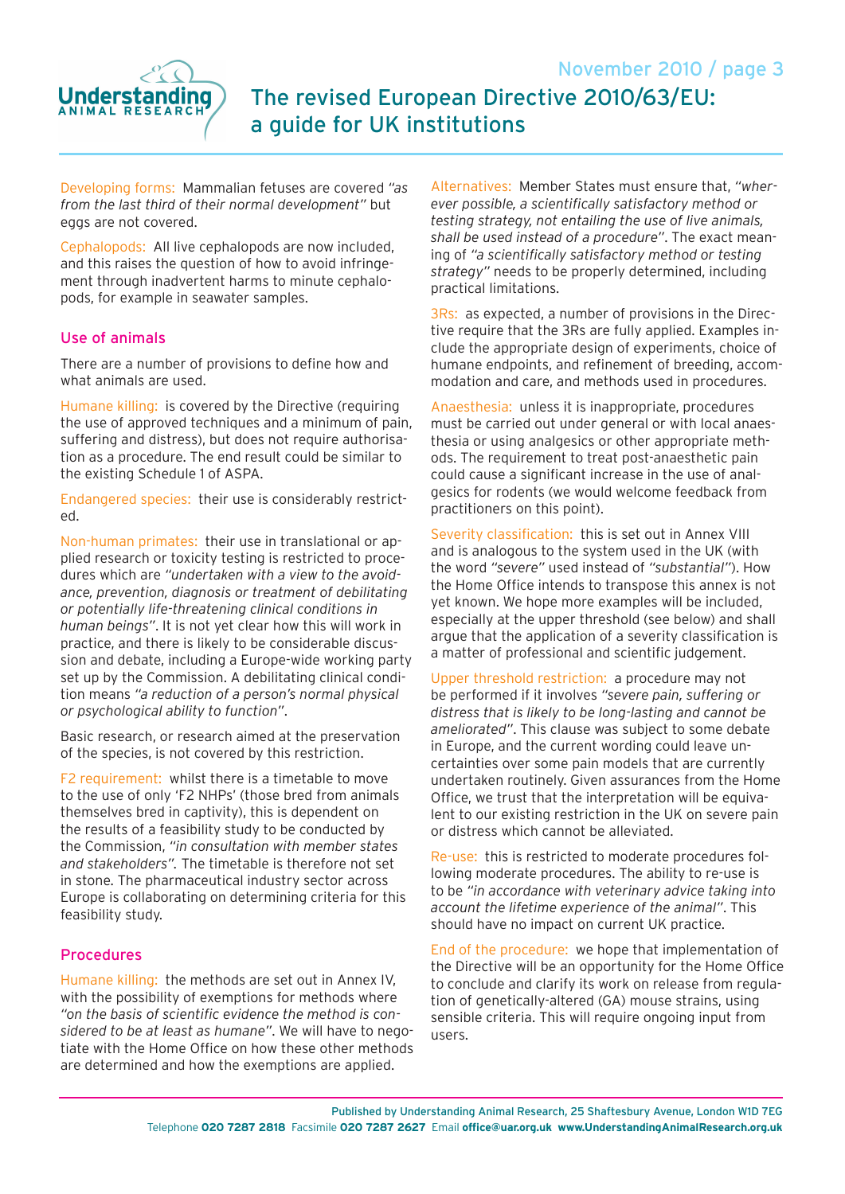Developing forms: Mammalian fetuses are covered *"as from the last third of their normal development"* but eggs are not covered.

Cephalopods: All live cephalopods are now included, and this raises the question of how to avoid infringement through inadvertent harms to minute cephalopods, for example in seawater samples.

## Use of animals

There are a number of provisions to define how and what animals are used.

Humane killing: is covered by the Directive (requiring the use of approved techniques and a minimum of pain, suffering and distress), but does not require authorisation as a procedure. The end result could be similar to the existing Schedule 1 of ASPA.

Endangered species: their use is considerably restricted.

Non-human primates: their use in translational or applied research or toxicity testing is restricted to procedures which are *"undertaken with a view to the avoidance, prevention, diagnosis or treatment of debilitating or potentially life-threatening clinical conditions in human beings"*. It is not yet clear how this will work in practice, and there is likely to be considerable discussion and debate, including a Europe-wide working party set up by the Commission. A debilitating clinical condition means *"a reduction of a person's normal physical or psychological ability to function"*.

Basic research, or research aimed at the preservation of the species, is not covered by this restriction.

F2 requirement: whilst there is a timetable to move to the use of only 'F2 NHPs' (those bred from animals themselves bred in captivity), this is dependent on the results of a feasibility study to be conducted by the Commission, *"in consultation with member states and stakeholders"*. The timetable is therefore not set in stone. The pharmaceutical industry sector across Europe is collaborating on determining criteria for this feasibility study.

## Procedures

Humane killing: the methods are set out in Annex IV, with the possibility of exemptions for methods where *"on the basis of scientific evidence the method is considered to be at least as humane"*. We will have to negotiate with the Home Office on how these other methods are determined and how the exemptions are applied.

Alternatives: Member States must ensure that, *"wherever possible, a scientifically satisfactory method or testing strategy, not entailing the use of live animals, shall be used instead of a procedure"*. The exact meaning of *"a scientifically satisfactory method or testing strategy"* needs to be properly determined, including practical limitations.

3Rs: as expected, a number of provisions in the Directive require that the 3Rs are fully applied. Examples include the appropriate design of experiments, choice of humane endpoints, and refinement of breeding, accommodation and care, and methods used in procedures.

Anaesthesia: unless it is inappropriate, procedures must be carried out under general or with local anaesthesia or using analgesics or other appropriate methods. The requirement to treat post-anaesthetic pain could cause a significant increase in the use of analgesics for rodents (we would welcome feedback from practitioners on this point).

Severity classification: this is set out in Annex VIII and is analogous to the system used in the UK (with the word *"severe"* used instead of *"substantial"*). How the Home Office intends to transpose this annex is not yet known. We hope more examples will be included, especially at the upper threshold (see below) and shall argue that the application of a severity classification is a matter of professional and scientific judgement.

Upper threshold restriction: a procedure may not be performed if it involves *"severe pain, suffering or distress that is likely to be long-lasting and cannot be ameliorated"*. This clause was subject to some debate in Europe, and the current wording could leave uncertainties over some pain models that are currently undertaken routinely. Given assurances from the Home Office, we trust that the interpretation will be equivalent to our existing restriction in the UK on severe pain or distress which cannot be alleviated.

Re-use: this is restricted to moderate procedures following moderate procedures. The ability to re-use is to be *"in accordance with veterinary advice taking into account the lifetime experience of the animal"*. This should have no impact on current UK practice.

End of the procedure: we hope that implementation of the Directive will be an opportunity for the Home Office to conclude and clarify its work on release from regulation of genetically-altered (GA) mouse strains, using sensible criteria. This will require ongoing input from users.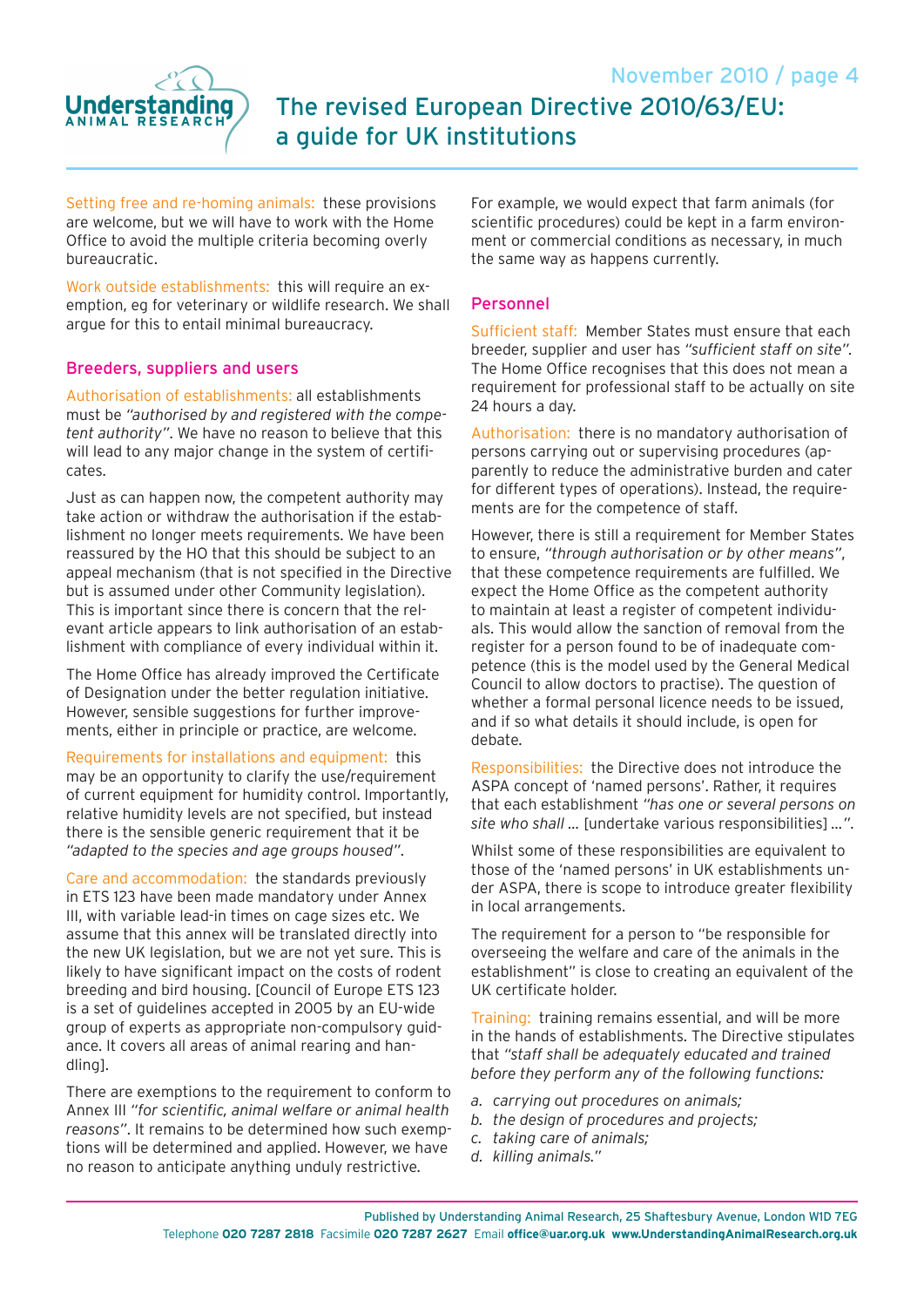**Setting free and re-homing animals:** these provisions are welcome, but we will have to work with the Home Office to avoid the multiple criteria becoming overly bureaucratic.

**Work outside establishments:** this will require an exemption, eg for veterinary or wildlife research. We shall argue for this to entail minimal bureaucracy.

## Breeders, suppliers and users

**Authorisation of establishments:** all establishments must be *"authorised by and registered with the competent authority"*. We have no reason to believe that this will lead to any major change in the system of certificates.

Just as can happen now, the competent authority may take action or withdraw the authorisation if the establishment no longer meets requirements. We have been reassured by the HO that this should be subject to an appeal mechanism (that is not specified in the Directive but is assumed under other Community legislation). This is important since there is concern that the relevant article appears to link authorisation of an establishment with compliance of every individual within it.

The Home Office has already improved the Certificate of Designation under the better regulation initiative. However, sensible suggestions for further improvements, either in principle or practice, are welcome.

**Requirements for installations and equipment:** this may be an opportunity to clarify the use/requirement of current equipment for humidity control. Importantly, relative humidity levels are not specified, but instead there is the sensible generic requirement that it be *"adapted to the species and age groups housed"*.

**Care and accommodation:** the standards previously in ETS 123 have been made mandatory under Annex III, with variable lead-in times on cage sizes etc. We assume that this annex will be translated directly into the new UK legislation, but we are not yet sure. This is likely to have significant impact on the costs of rodent breeding and bird housing. [Council of Europe ETS 123 is a set of guidelines accepted in 2005 by an EU-wide group of experts as appropriate non-compulsory guidance. It covers all areas of animal rearing and handling].

There are exemptions to the requirement to conform to Annex III *"for scientific, animal welfare or animal health reasons"*. It remains to be determined how such exemptions will be determined and applied. However, we have no reason to anticipate anything unduly restrictive.

For example, we would expect that farm animals (for scientific procedures) could be kept in a farm environment or commercial conditions as necessary, in much the same way as happens currently.

## Personnel

**Sufficient staff:** Member States must ensure that each breeder, supplier and user has *"sufficient staff on site"*. The Home Office recognises that this does not mean a requirement for professional staff to be actually on site 24 hours a day.

**Authorisation:** there is no mandatory authorisation of persons carrying out or supervising procedures (apparently to reduce the administrative burden and cater for different types of operations). Instead, the requirements are for the competence of staff.

However, there is still a requirement for Member States to ensure, *"through authorisation or by other means"*, that these competence requirements are fulfilled. We expect the Home Office as the competent authority to maintain at least a register of competent individuals. This would allow the sanction of removal from the register for a person found to be of inadequate competence (this is the model used by the General Medical Council to allow doctors to practise). The question of whether a formal personal licence needs to be issued, and if so what details it should include, is open for debate.

**Responsibilities:** the Directive does not introduce the ASPA concept of 'named persons'. Rather, it requires that each establishment *"has one or several persons on site who shall* ... [undertake various responsibilities] ...".

Whilst some of these responsibilities are equivalent to those of the 'named persons' in UK establishments under ASPA, there is scope to introduce greater flexibility in local arrangements.

The requirement for a person to "be responsible for overseeing the welfare and care of the animals in the establishment" is close to creating an equivalent of the UK certificate holder.

**Training:** training remains essential, and will be more in the hands of establishments. The Directive stipulates that *"staff shall be adequately educated and trained before they perform any of the following functions:*

*a. carrying out procedures on animals;*
*b. the design of procedures and projects;*
*c. taking care of animals;*
*d. killing animals."*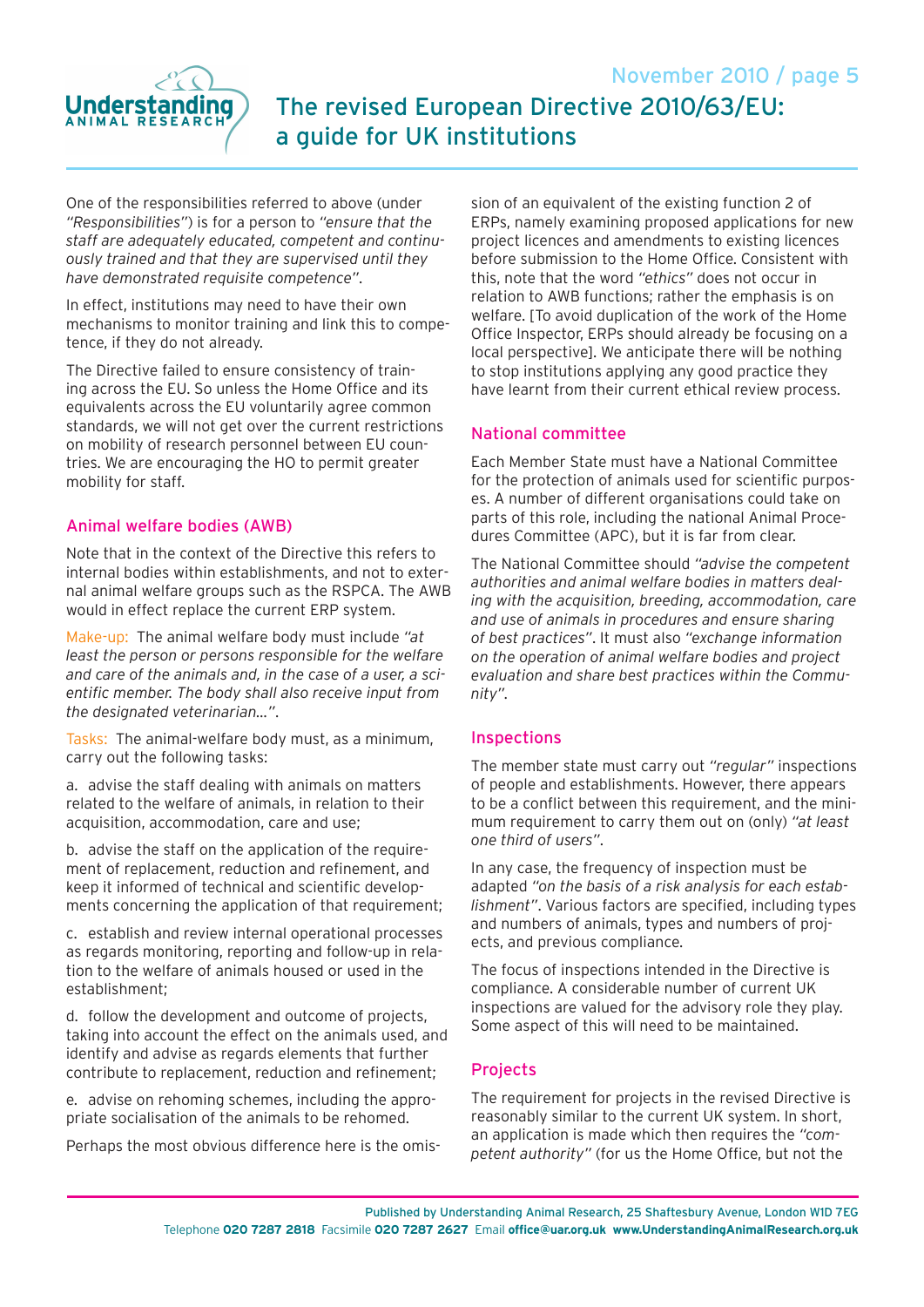One of the responsibilities referred to above (under "*Responsibilities*") is for a person to "*ensure that the staff are adequately educated, competent and continuously trained and that they are supervised until they have demonstrated requisite competence*".

In effect, institutions may need to have their own mechanisms to monitor training and link this to competence, if they do not already.

The Directive failed to ensure consistency of training across the EU. So unless the Home Office and its equivalents across the EU voluntarily agree common standards, we will not get over the current restrictions on mobility of research personnel between EU countries. We are encouraging the HO to permit greater mobility for staff.

## Animal welfare bodies (AWB)

Note that in the context of the Directive this refers to internal bodies within establishments, and not to external animal welfare groups such as the RSPCA. The AWB would in effect replace the current ERP system.

Make-up: The animal welfare body must include "*at least the person or persons responsible for the welfare and care of the animals and, in the case of a user, a scientific member. The body shall also receive input from the designated veterinarian…*".

Tasks: The animal-welfare body must, as a minimum, carry out the following tasks:

a. advise the staff dealing with animals on matters related to the welfare of animals, in relation to their acquisition, accommodation, care and use;

b. advise the staff on the application of the requirement of replacement, reduction and refinement, and keep it informed of technical and scientific developments concerning the application of that requirement;

c. establish and review internal operational processes as regards monitoring, reporting and follow-up in relation to the welfare of animals housed or used in the establishment;

d. follow the development and outcome of projects, taking into account the effect on the animals used, and identify and advise as regards elements that further contribute to replacement, reduction and refinement;

e. advise on rehoming schemes, including the appropriate socialisation of the animals to be rehomed.

Perhaps the most obvious difference here is the omission of an equivalent of the existing function 2 of ERPs, namely examining proposed applications for new project licences and amendments to existing licences before submission to the Home Office. Consistent with this, note that the word "*ethics*" does not occur in relation to AWB functions; rather the emphasis is on welfare. [To avoid duplication of the work of the Home Office Inspector, ERPs should already be focusing on a local perspective]. We anticipate there will be nothing to stop institutions applying any good practice they have learnt from their current ethical review process.

## National committee

Each Member State must have a National Committee for the protection of animals used for scientific purposes. A number of different organisations could take on parts of this role, including the national Animal Procedures Committee (APC), but it is far from clear.

The National Committee should "*advise the competent authorities and animal welfare bodies in matters dealing with the acquisition, breeding, accommodation, care and use of animals in procedures and ensure sharing of best practices*". It must also "*exchange information on the operation of animal welfare bodies and project evaluation and share best practices within the Community*".

## Inspections

The member state must carry out "*regular*" inspections of people and establishments. However, there appears to be a conflict between this requirement, and the minimum requirement to carry them out on (only) "*at least one third of users*".

In any case, the frequency of inspection must be adapted "*on the basis of a risk analysis for each establishment*". Various factors are specified, including types and numbers of animals, types and numbers of projects, and previous compliance.

The focus of inspections intended in the Directive is compliance. A considerable number of current UK inspections are valued for the advisory role they play. Some aspect of this will need to be maintained.

## Projects

The requirement for projects in the revised Directive is reasonably similar to the current UK system. In short, an application is made which then requires the "*competent authority*" (for us the Home Office, but not the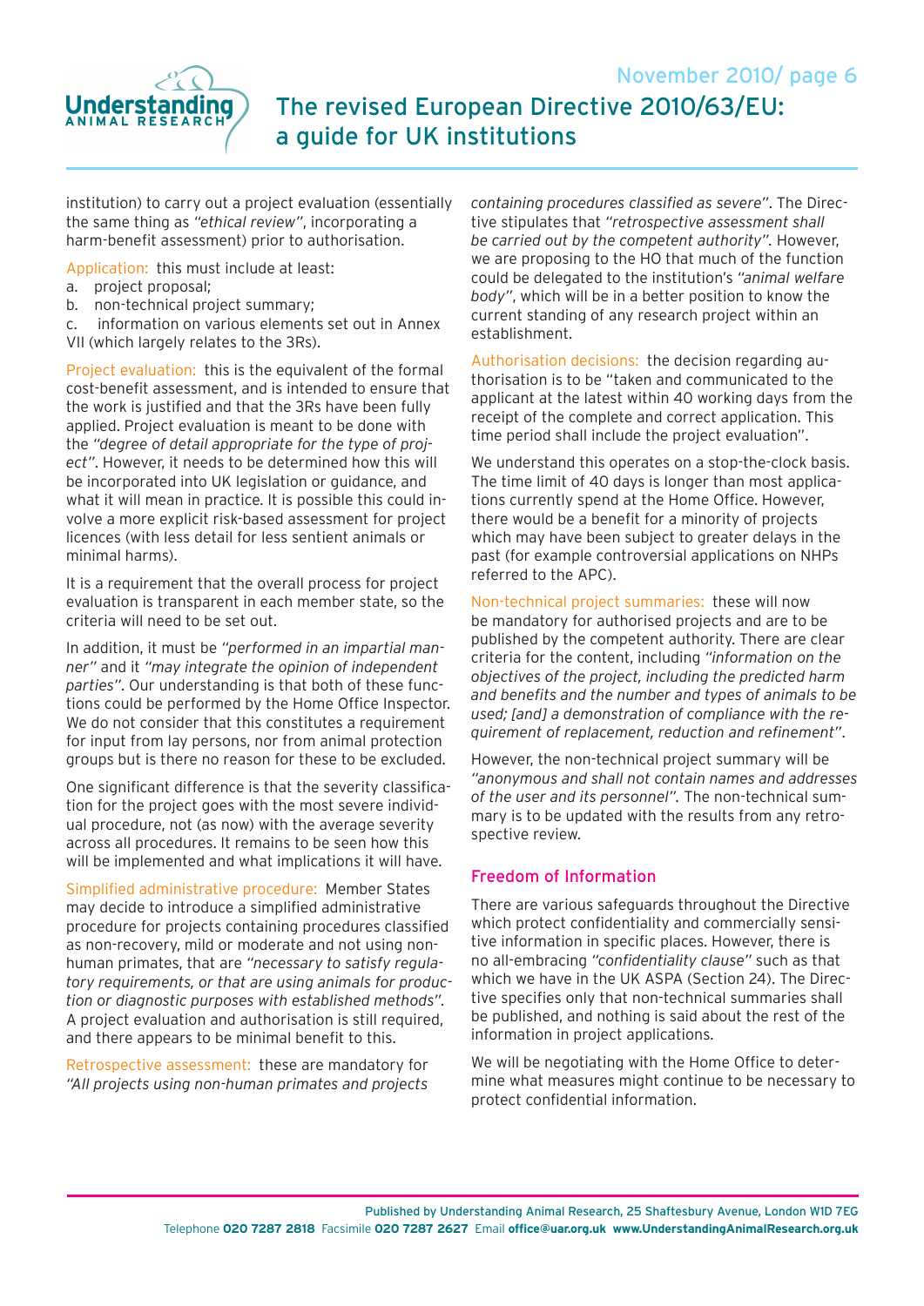institution) to carry out a project evaluation (essentially the same thing as *"ethical review"*, incorporating a harm-benefit assessment) prior to authorisation.

Application: this must include at least:

a. project proposal;
b. non-technical project summary;
c. information on various elements set out in Annex VII (which largely relates to the 3Rs).

Project evaluation: this is the equivalent of the formal cost-benefit assessment, and is intended to ensure that the work is justified and that the 3Rs have been fully applied. Project evaluation is meant to be done with the *"degree of detail appropriate for the type of project"*. However, it needs to be determined how this will be incorporated into UK legislation or guidance, and what it will mean in practice. It is possible this could involve a more explicit risk-based assessment for project licences (with less detail for less sentient animals or minimal harms).

It is a requirement that the overall process for project evaluation is transparent in each member state, so the criteria will need to be set out.

In addition, it must be *"performed in an impartial manner"* and it *"may integrate the opinion of independent parties"*. Our understanding is that both of these functions could be performed by the Home Office Inspector. We do not consider that this constitutes a requirement for input from lay persons, nor from animal protection groups but is there no reason for these to be excluded.

One significant difference is that the severity classification for the project goes with the most severe individual procedure, not (as now) with the average severity across all procedures. It remains to be seen how this will be implemented and what implications it will have.

Simplified administrative procedure: Member States may decide to introduce a simplified administrative procedure for projects containing procedures classified as non-recovery, mild or moderate and not using non-human primates, that are *"necessary to satisfy regulatory requirements, or that are using animals for production or diagnostic purposes with established methods"*. A project evaluation and authorisation is still required, and there appears to be minimal benefit to this.

Retrospective assessment: these are mandatory for *"All projects using non-human primates and projects containing procedures classified as severe"*. The Directive stipulates that *"retrospective assessment shall be carried out by the competent authority"*. However, we are proposing to the HO that much of the function could be delegated to the institution's *"animal welfare body"*, which will be in a better position to know the current standing of any research project within an establishment.

Authorisation decisions: the decision regarding authorisation is to be "taken and communicated to the applicant at the latest within 40 working days from the receipt of the complete and correct application. This time period shall include the project evaluation".

We understand this operates on a stop-the-clock basis. The time limit of 40 days is longer than most applications currently spend at the Home Office. However, there would be a benefit for a minority of projects which may have been subject to greater delays in the past (for example controversial applications on NHPs referred to the APC).

Non-technical project summaries: these will now be mandatory for authorised projects and are to be published by the competent authority. There are clear criteria for the content, including *"information on the objectives of the project, including the predicted harm and benefits and the number and types of animals to be used; [and] a demonstration of compliance with the requirement of replacement, reduction and refinement"*.

However, the non-technical project summary will be *"anonymous and shall not contain names and addresses of the user and its personnel"*. The non-technical summary is to be updated with the results from any retrospective review.

## Freedom of Information

There are various safeguards throughout the Directive which protect confidentiality and commercially sensitive information in specific places. However, there is no all-embracing *"confidentiality clause"* such as that which we have in the UK ASPA (Section 24). The Directive specifies only that non-technical summaries shall be published, and nothing is said about the rest of the information in project applications.

We will be negotiating with the Home Office to determine what measures might continue to be necessary to protect confidential information.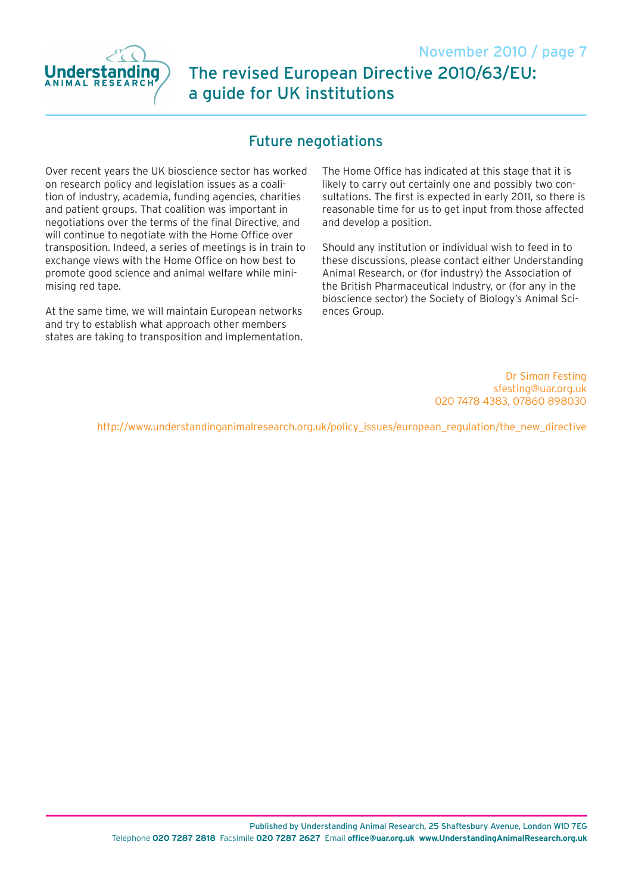## Future negotiations

Over recent years the UK bioscience sector has worked on research policy and legislation issues as a coalition of industry, academia, funding agencies, charities and patient groups. That coalition was important in negotiations over the terms of the final Directive, and will continue to negotiate with the Home Office over transposition. Indeed, a series of meetings is in train to exchange views with the Home Office on how best to promote good science and animal welfare while minimising red tape.

At the same time, we will maintain European networks and try to establish what approach other members states are taking to transposition and implementation.

The Home Office has indicated at this stage that it is likely to carry out certainly one and possibly two consultations. The first is expected in early 2011, so there is reasonable time for us to get input from those affected and develop a position.

Should any institution or individual wish to feed in to these discussions, please contact either Understanding Animal Research, or (for industry) the Association of the British Pharmaceutical Industry, or (for any in the bioscience sector) the Society of Biology's Animal Sciences Group.

Dr Simon Festing
sfesting@uar.org.uk
020 7478 4383, 07860 898030

http://www.understandinganimalresearch.org.uk/policy_issues/european_regulation/the_new_directive

Published by Understanding Animal Research, 25 Shaftesbury Avenue, London W1D 7EG
Telephone **020 7287 2818** Facsimile **020 7287 2627** Email **office@uar.org.uk** **www.UnderstandingAnimalResearch.org.uk**